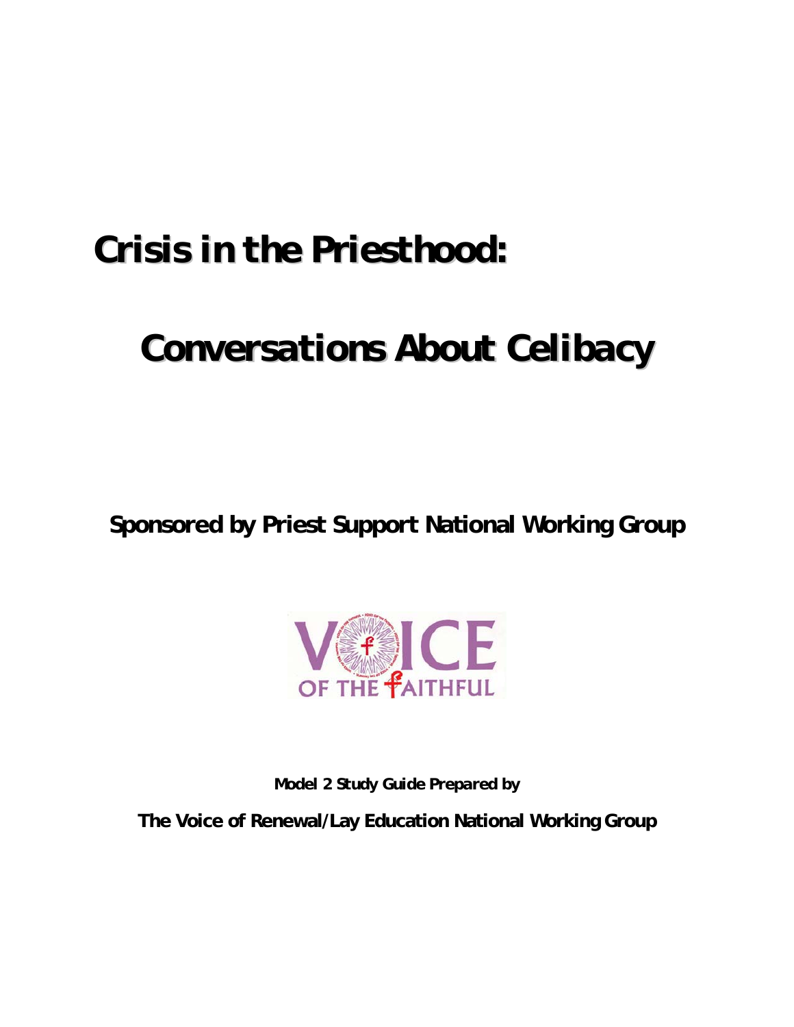# Crisis in the Priesthood:

# Conversations About Celibacy

**Sponsored by Priest Support National Working Group**

VOICE OF THE FAITHFUL

**Model 2 Study Guide Prepared by**

**The Voice of Renewal/Lay Education National Working Group**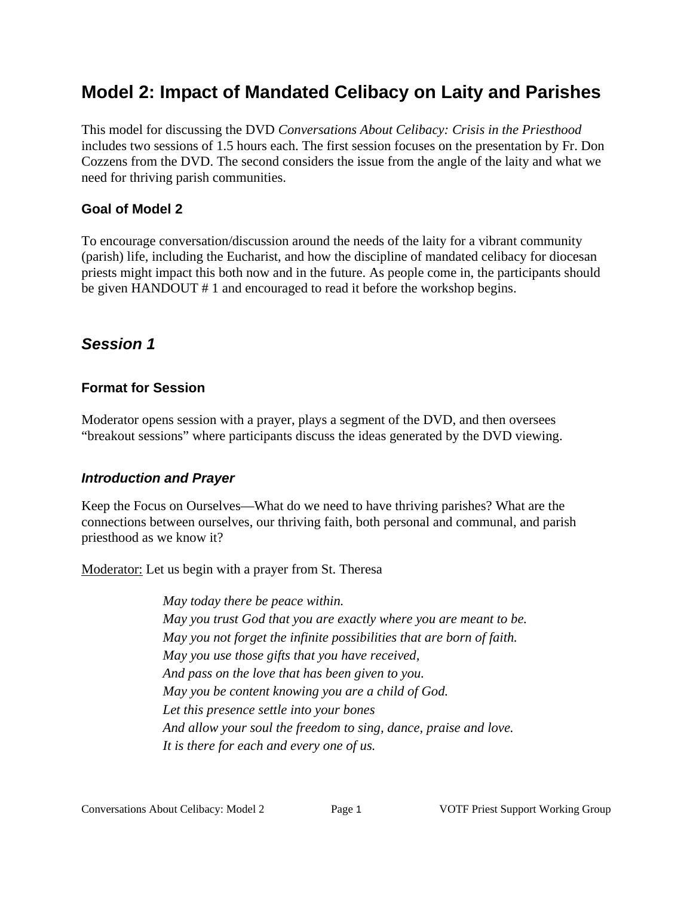# Model 2: Impact of Mandated Celibacy on Laity and Parishes

This model for discussing the DVD *Conversations About Celibacy: Crisis in the Priesthood* includes two sessions of 1.5 hours each. The first session focuses on the presentation by Fr. Don Cozzens from the DVD. The second considers the issue from the angle of the laity and what we need for thriving parish communities.

### Goal of Model 2

To encourage conversation/discussion around the needs of the laity for a vibrant community (parish) life, including the Eucharist, and how the discipline of mandated celibacy for diocesan priests might impact this both now and in the future. As people come in, the participants should be given HANDOUT # 1 and encouraged to read it before the workshop begins.

## *Session 1*

### Format for Session

Moderator opens session with a prayer, plays a segment of the DVD, and then oversees "breakout sessions" where participants discuss the ideas generated by the DVD viewing.

#### *Introduction and Prayer*

Keep the Focus on Ourselves—What do we need to have thriving parishes? What are the connections between ourselves, our thriving faith, both personal and communal, and parish priesthood as we know it?

<u>Moderator:</u> Let us begin with a prayer from St. Theresa

> *May today there be peace within.*
> *May you trust God that you are exactly where you are meant to be.*
> *May you not forget the infinite possibilities that are born of faith.*
> *May you use those gifts that you have received,*
> *And pass on the love that has been given to you.*
> *May you be content knowing you are a child of God.*
> *Let this presence settle into your bones*
> *And allow your soul the freedom to sing, dance, praise and love.*
> *It is there for each and every one of us.*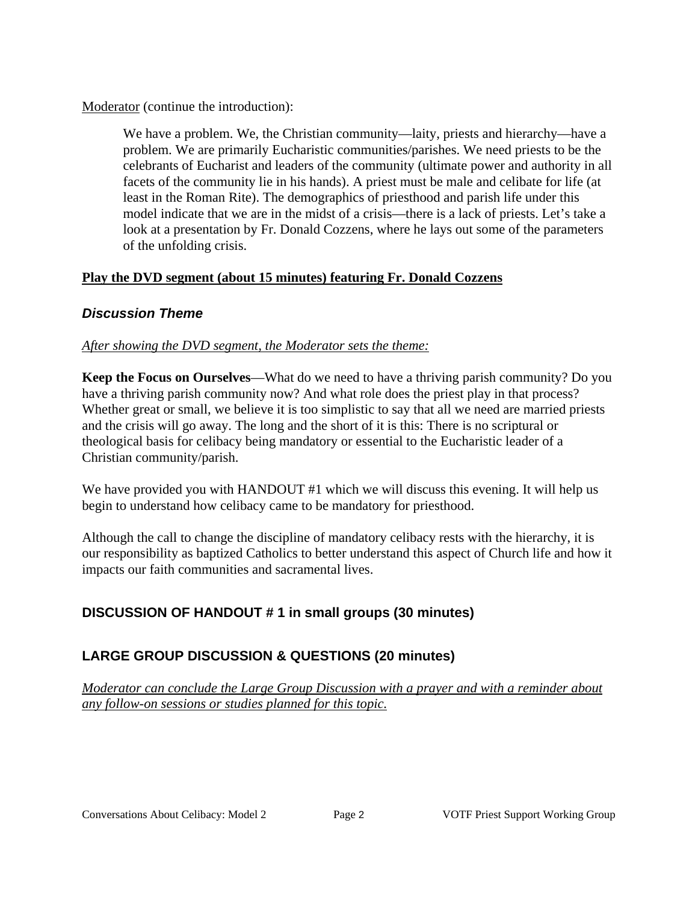<u>Moderator</u> (continue the introduction):

> We have a problem. We, the Christian community—laity, priests and hierarchy—have a problem. We are primarily Eucharistic communities/parishes. We need priests to be the celebrants of Eucharist and leaders of the community (ultimate power and authority in all facets of the community lie in his hands). A priest must be male and celibate for life (at least in the Roman Rite). The demographics of priesthood and parish life under this model indicate that we are in the midst of a crisis—there is a lack of priests. Let's take a look at a presentation by Fr. Donald Cozzens, where he lays out some of the parameters of the unfolding crisis.

**<u>Play the DVD segment (about 15 minutes) featuring Fr. Donald Cozzens</u>**

### *Discussion Theme*

*<u>After showing the DVD segment, the Moderator sets the theme:</u>*

**Keep the Focus on Ourselves**—What do we need to have a thriving parish community? Do you have a thriving parish community now? And what role does the priest play in that process? Whether great or small, we believe it is too simplistic to say that all we need are married priests and the crisis will go away. The long and the short of it is this: There is no scriptural or theological basis for celibacy being mandatory or essential to the Eucharistic leader of a Christian community/parish.

We have provided you with HANDOUT #1 which we will discuss this evening. It will help us begin to understand how celibacy came to be mandatory for priesthood.

Although the call to change the discipline of mandatory celibacy rests with the hierarchy, it is our responsibility as baptized Catholics to better understand this aspect of Church life and how it impacts our faith communities and sacramental lives.

### DISCUSSION OF HANDOUT # 1 in small groups (30 minutes)

### LARGE GROUP DISCUSSION & QUESTIONS (20 minutes)

*<u>Moderator can conclude the Large Group Discussion with a prayer and with a reminder about any follow-on sessions or studies planned for this topic.</u>*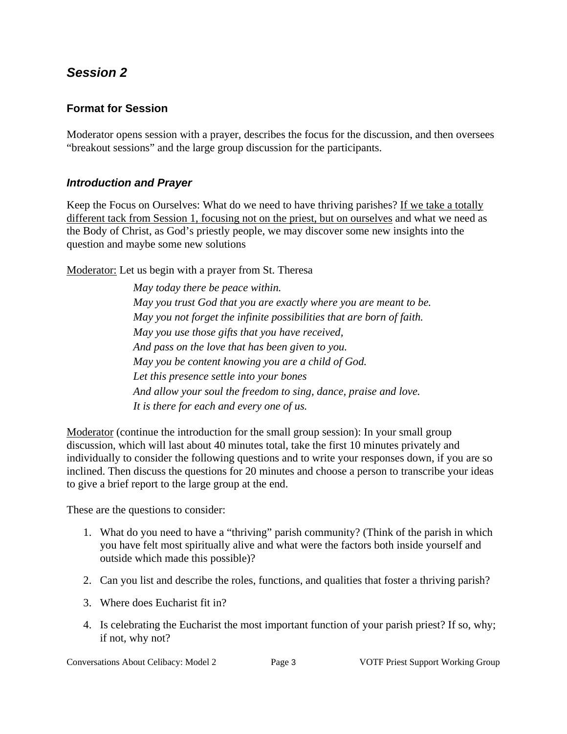## *Session 2*

### Format for Session

Moderator opens session with a prayer, describes the focus for the discussion, and then oversees "breakout sessions" and the large group discussion for the participants.

### *Introduction and Prayer*

Keep the Focus on Ourselves: What do we need to have thriving parishes? <u>If we take a totally different tack from Session 1, focusing not on the priest, but on ourselves</u> and what we need as the Body of Christ, as God's priestly people, we may discover some new insights into the question and maybe some new solutions

<u>Moderator:</u> Let us begin with a prayer from St. Theresa

> *May today there be peace within.*
> *May you trust God that you are exactly where you are meant to be.*
> *May you not forget the infinite possibilities that are born of faith.*
> *May you use those gifts that you have received,*
> *And pass on the love that has been given to you.*
> *May you be content knowing you are a child of God.*
> *Let this presence settle into your bones*
> *And allow your soul the freedom to sing, dance, praise and love.*
> *It is there for each and every one of us.*

<u>Moderator</u> (continue the introduction for the small group session): In your small group discussion, which will last about 40 minutes total, take the first 10 minutes privately and individually to consider the following questions and to write your responses down, if you are so inclined. Then discuss the questions for 20 minutes and choose a person to transcribe your ideas to give a brief report to the large group at the end.

These are the questions to consider:

1. What do you need to have a "thriving" parish community? (Think of the parish in which you have felt most spiritually alive and what were the factors both inside yourself and outside which made this possible)?
2. Can you list and describe the roles, functions, and qualities that foster a thriving parish?
3. Where does Eucharist fit in?
4. Is celebrating the Eucharist the most important function of your parish priest? If so, why; if not, why not?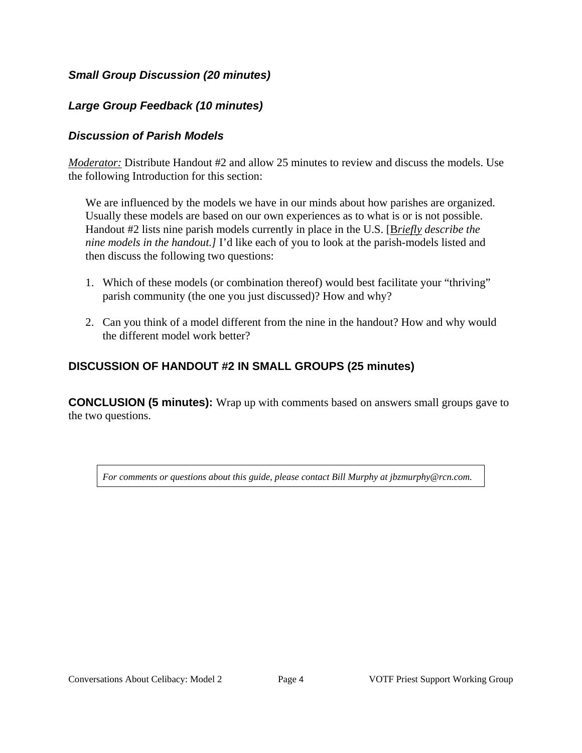### *Small Group Discussion (20 minutes)*

### *Large Group Feedback (10 minutes)*

### *Discussion of Parish Models*

*Moderator:* Distribute Handout #2 and allow 25 minutes to review and discuss the models. Use the following Introduction for this section:

> We are influenced by the models we have in our minds about how parishes are organized. Usually these models are based on our own experiences as to what is or is not possible. Handout #2 lists nine parish models currently in place in the U.S. [B*riefly describe the nine models in the handout.]* I'd like each of you to look at the parish-models listed and then discuss the following two questions:
>
> 1. Which of these models (or combination thereof) would best facilitate your "thriving" parish community (the one you just discussed)? How and why?
>
> 2. Can you think of a model different from the nine in the handout? How and why would the different model work better?

### DISCUSSION OF HANDOUT #2 IN SMALL GROUPS (25 minutes)

**CONCLUSION (5 minutes):** Wrap up with comments based on answers small groups gave to the two questions.

*For comments or questions about this guide, please contact Bill Murphy at jbzmurphy@rcn.com.*